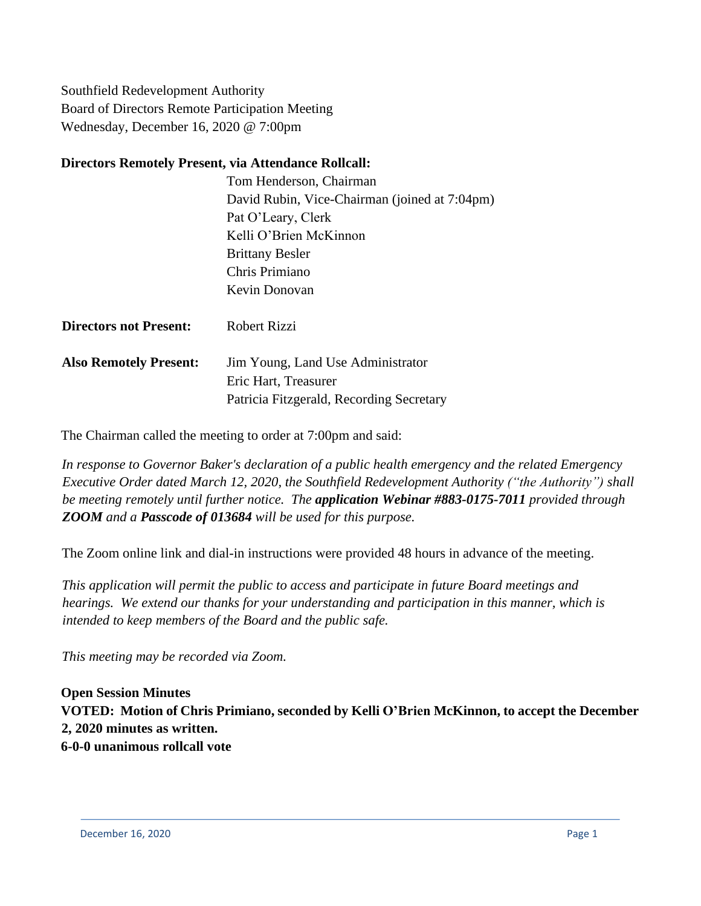Southfield Redevelopment Authority
Board of Directors Remote Participation Meeting
Wednesday, December 16, 2020 @ 7:00pm

**Directors Remotely Present, via Attendance Rollcall:**

Tom Henderson, Chairman
David Rubin, Vice-Chairman (joined at 7:04pm)
Pat O'Leary, Clerk
Kelli O'Brien McKinnon
Brittany Besler
Chris Primiano
Kevin Donovan

**Directors not Present:** Robert Rizzi

**Also Remotely Present:** Jim Young, Land Use Administrator
Eric Hart, Treasurer
Patricia Fitzgerald, Recording Secretary

The Chairman called the meeting to order at 7:00pm and said:

*In response to Governor Baker's declaration of a public health emergency and the related Emergency Executive Order dated March 12, 2020, the Southfield Redevelopment Authority ("the Authority") shall be meeting remotely until further notice. The* ***application Webinar #883-0175-7011*** *provided through* ***ZOOM*** *and a* ***Passcode of 013684*** *will be used for this purpose.*

The Zoom online link and dial-in instructions were provided 48 hours in advance of the meeting.

*This application will permit the public to access and participate in future Board meetings and hearings. We extend our thanks for your understanding and participation in this manner, which is intended to keep members of the Board and the public safe.*

*This meeting may be recorded via Zoom.*

**Open Session Minutes**

**VOTED: Motion of Chris Primiano, seconded by Kelli O'Brien McKinnon, to accept the December 2, 2020 minutes as written.**

**6-0-0 unanimous rollcall vote**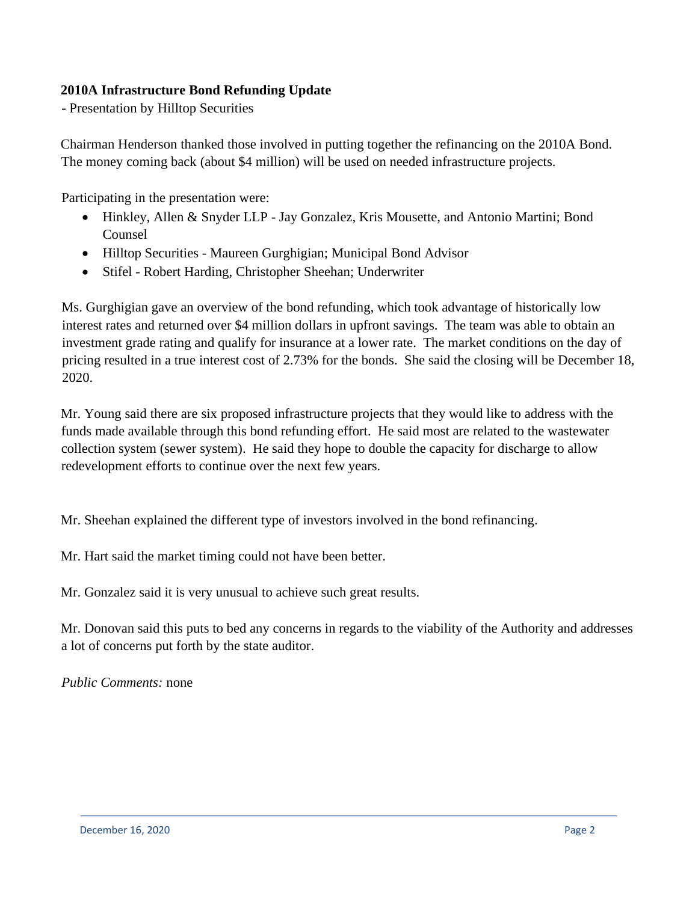**2010A Infrastructure Bond Refunding Update**

- Presentation by Hilltop Securities

Chairman Henderson thanked those involved in putting together the refinancing on the 2010A Bond. The money coming back (about $4 million) will be used on needed infrastructure projects.

Participating in the presentation were:

- Hinkley, Allen & Snyder LLP - Jay Gonzalez, Kris Mousette, and Antonio Martini; Bond Counsel
- Hilltop Securities - Maureen Gurghigian; Municipal Bond Advisor
- Stifel - Robert Harding, Christopher Sheehan; Underwriter

Ms. Gurghigian gave an overview of the bond refunding, which took advantage of historically low interest rates and returned over $4 million dollars in upfront savings. The team was able to obtain an investment grade rating and qualify for insurance at a lower rate. The market conditions on the day of pricing resulted in a true interest cost of 2.73% for the bonds. She said the closing will be December 18, 2020.

Mr. Young said there are six proposed infrastructure projects that they would like to address with the funds made available through this bond refunding effort. He said most are related to the wastewater collection system (sewer system). He said they hope to double the capacity for discharge to allow redevelopment efforts to continue over the next few years.

Mr. Sheehan explained the different type of investors involved in the bond refinancing.

Mr. Hart said the market timing could not have been better.

Mr. Gonzalez said it is very unusual to achieve such great results.

Mr. Donovan said this puts to bed any concerns in regards to the viability of the Authority and addresses a lot of concerns put forth by the state auditor.

*Public Comments:* none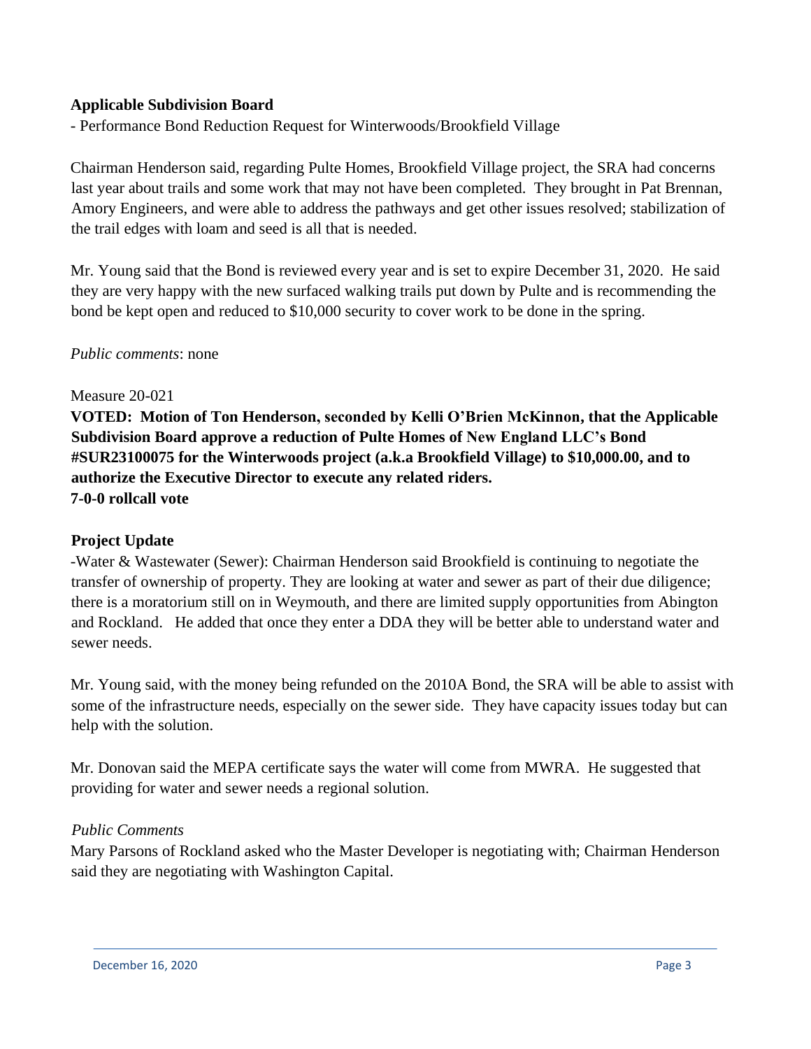**Applicable Subdivision Board**

- Performance Bond Reduction Request for Winterwoods/Brookfield Village

Chairman Henderson said, regarding Pulte Homes, Brookfield Village project, the SRA had concerns last year about trails and some work that may not have been completed. They brought in Pat Brennan, Amory Engineers, and were able to address the pathways and get other issues resolved; stabilization of the trail edges with loam and seed is all that is needed.

Mr. Young said that the Bond is reviewed every year and is set to expire December 31, 2020. He said they are very happy with the new surfaced walking trails put down by Pulte and is recommending the bond be kept open and reduced to $10,000 security to cover work to be done in the spring.

*Public comments*: none

Measure 20-021

**VOTED: Motion of Ton Henderson, seconded by Kelli O'Brien McKinnon, that the Applicable Subdivision Board approve a reduction of Pulte Homes of New England LLC's Bond #SUR23100075 for the Winterwoods project (a.k.a Brookfield Village) to $10,000.00, and to authorize the Executive Director to execute any related riders.**
**7-0-0 rollcall vote**

**Project Update**

-Water & Wastewater (Sewer): Chairman Henderson said Brookfield is continuing to negotiate the transfer of ownership of property. They are looking at water and sewer as part of their due diligence; there is a moratorium still on in Weymouth, and there are limited supply opportunities from Abington and Rockland. He added that once they enter a DDA they will be better able to understand water and sewer needs.

Mr. Young said, with the money being refunded on the 2010A Bond, the SRA will be able to assist with some of the infrastructure needs, especially on the sewer side. They have capacity issues today but can help with the solution.

Mr. Donovan said the MEPA certificate says the water will come from MWRA. He suggested that providing for water and sewer needs a regional solution.

*Public Comments*

Mary Parsons of Rockland asked who the Master Developer is negotiating with; Chairman Henderson said they are negotiating with Washington Capital.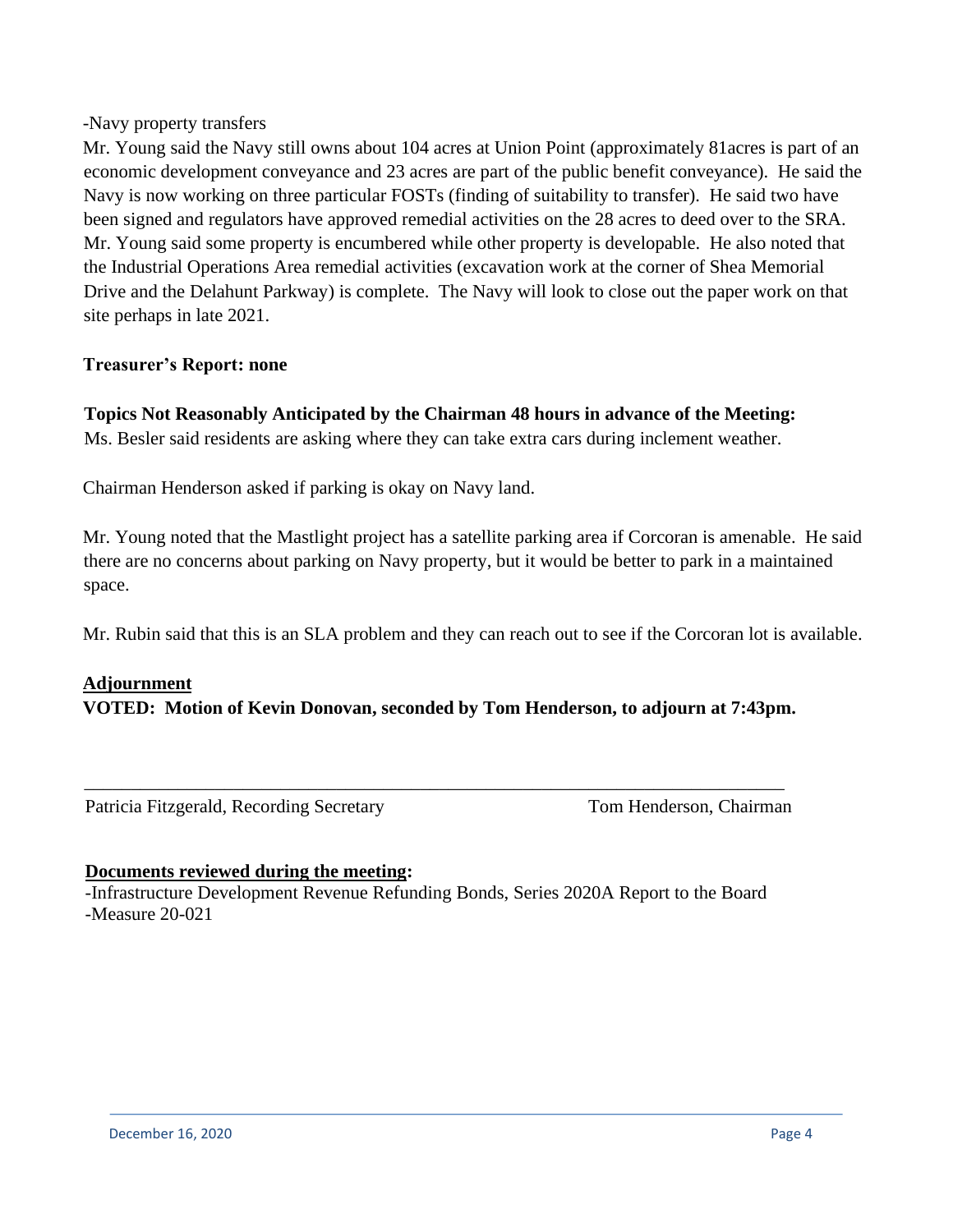-Navy property transfers

Mr. Young said the Navy still owns about 104 acres at Union Point (approximately 81acres is part of an economic development conveyance and 23 acres are part of the public benefit conveyance). He said the Navy is now working on three particular FOSTs (finding of suitability to transfer). He said two have been signed and regulators have approved remedial activities on the 28 acres to deed over to the SRA. Mr. Young said some property is encumbered while other property is developable. He also noted that the Industrial Operations Area remedial activities (excavation work at the corner of Shea Memorial Drive and the Delahunt Parkway) is complete. The Navy will look to close out the paper work on that site perhaps in late 2021.

**Treasurer's Report: none**

**Topics Not Reasonably Anticipated by the Chairman 48 hours in advance of the Meeting:**

Ms. Besler said residents are asking where they can take extra cars during inclement weather.

Chairman Henderson asked if parking is okay on Navy land.

Mr. Young noted that the Mastlight project has a satellite parking area if Corcoran is amenable. He said there are no concerns about parking on Navy property, but it would be better to park in a maintained space.

Mr. Rubin said that this is an SLA problem and they can reach out to see if the Corcoran lot is available.

**Adjournment**

**VOTED: Motion of Kevin Donovan, seconded by Tom Henderson, to adjourn at 7:43pm.**

\_\_\_\_\_\_\_\_\_\_\_\_\_\_\_\_\_\_\_\_\_\_\_\_\_\_\_\_\_\_\_\_\_\_\_\_\_\_\_\_\_\_\_\_\_\_\_\_\_\_\_\_\_\_\_\_\_\_\_\_\_\_\_\_\_\_\_\_\_\_\_\_\_\_

Patricia Fitzgerald, Recording Secretary Tom Henderson, Chairman

**Documents reviewed during the meeting:**

-Infrastructure Development Revenue Refunding Bonds, Series 2020A Report to the Board
-Measure 20-021